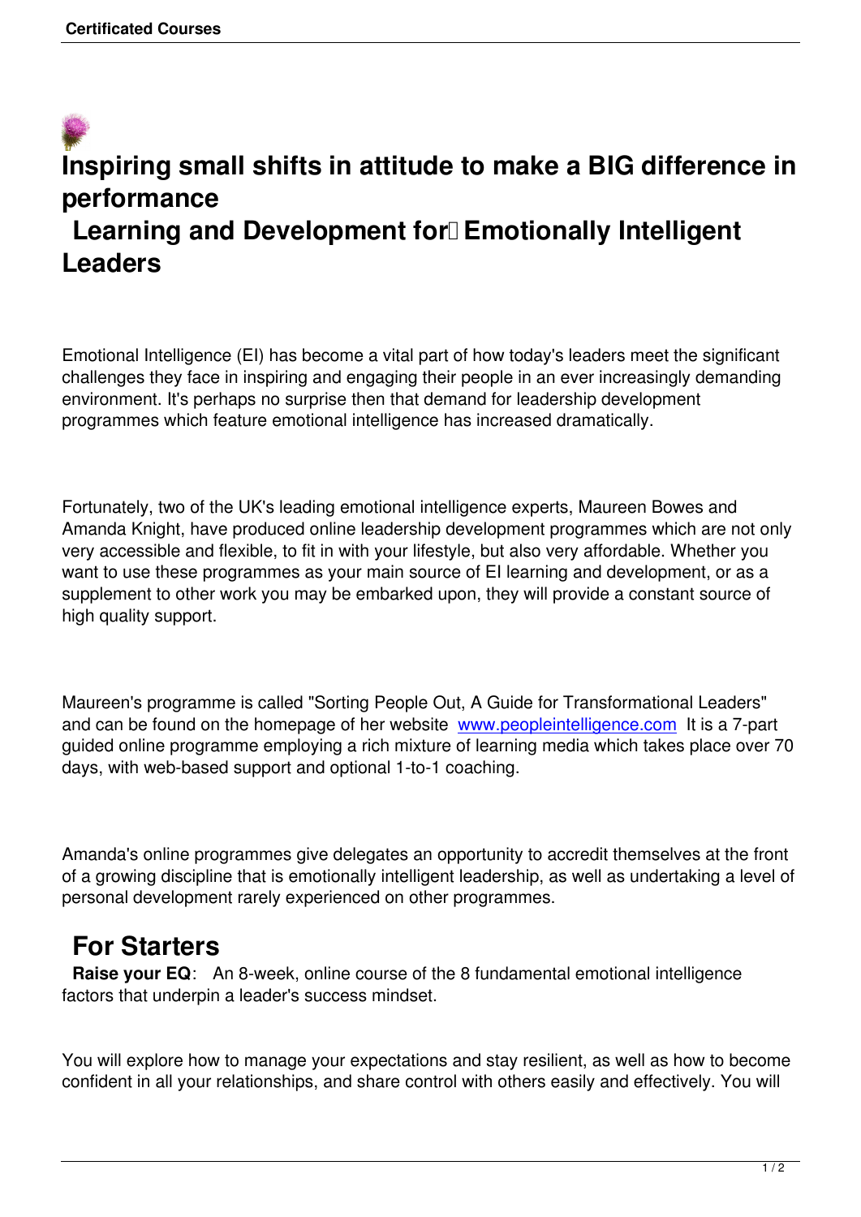# Inspiring small shifts in attitude to make a BIG difference in performance

## Learning and Development for Emotionally Intelligent Leaders

Emotional Intelligence (EI) has become a vital part of how today's leaders meet the significant challenges they face in inspiring and engaging their people in an ever increasingly demanding environment. It's perhaps no surprise then that demand for leadership development programmes which feature emotional intelligence has increased dramatically.

Fortunately, two of the UK's leading emotional intelligence experts, Maureen Bowes and Amanda Knight, have produced online leadership development programmes which are not only very accessible and flexible, to fit in with your lifestyle, but also very affordable. Whether you want to use these programmes as your main source of EI learning and development, or as a supplement to other work you may be embarked upon, they will provide a constant source of high quality support.

Maureen's programme is called "Sorting People Out, A Guide for Transformational Leaders" and can be found on the homepage of her website [www.peopleintelligence.com](http://www.peopleintelligence.com) It is a 7-part guided online programme employing a rich mixture of learning media which takes place over 70 days, with web-based support and optional 1-to-1 coaching.

Amanda's online programmes give delegates an opportunity to accredit themselves at the front of a growing discipline that is emotionally intelligent leadership, as well as undertaking a level of personal development rarely experienced on other programmes.

## For Starters

**Raise your EQ**: An 8-week, online course of the 8 fundamental emotional intelligence factors that underpin a leader's success mindset.

You will explore how to manage your expectations and stay resilient, as well as how to become confident in all your relationships, and share control with others easily and effectively. You will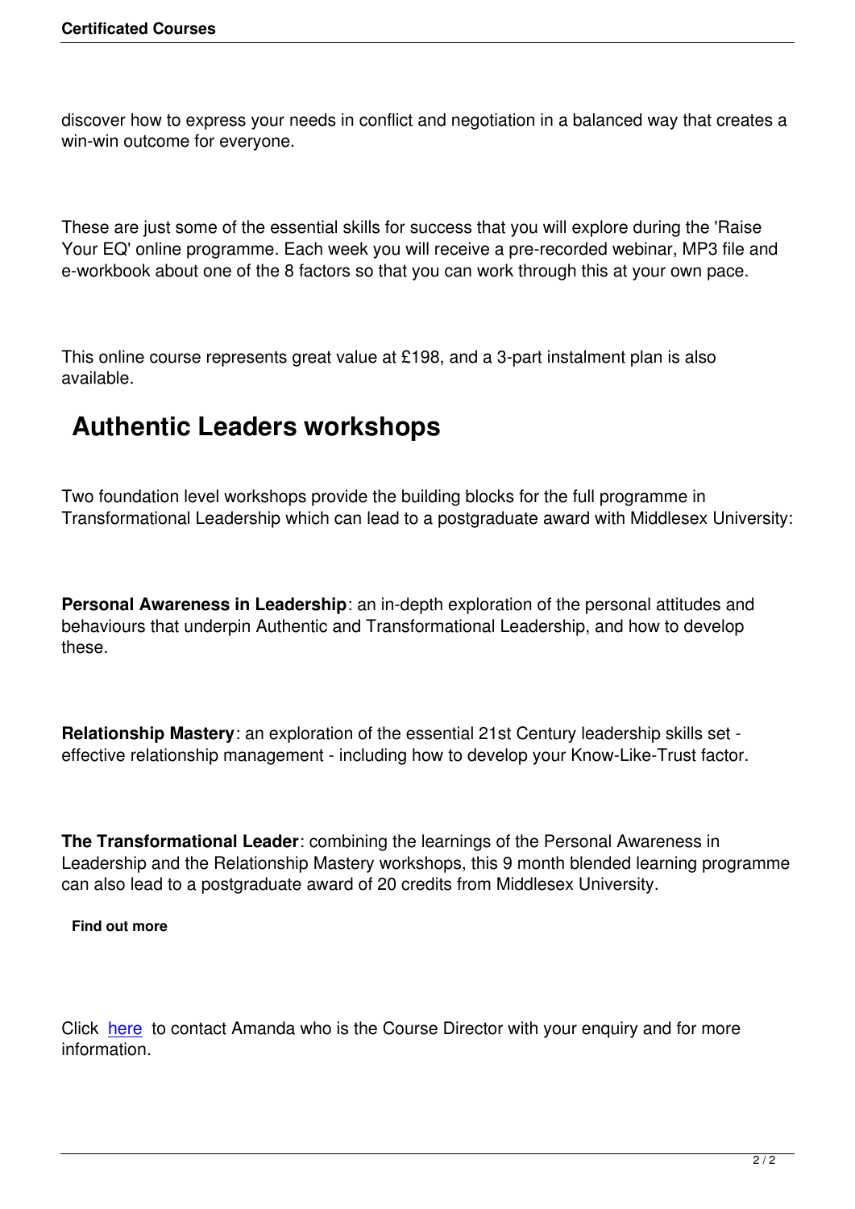discover how to express your needs in conflict and negotiation in a balanced way that creates a win-win outcome for everyone.

These are just some of the essential skills for success that you will explore during the 'Raise Your EQ' online programme. Each week you will receive a pre-recorded webinar, MP3 file and e-workbook about one of the 8 factors so that you can work through this at your own pace.

This online course represents great value at £198, and a 3-part instalment plan is also available.

## Authentic Leaders workshops

Two foundation level workshops provide the building blocks for the full programme in Transformational Leadership which can lead to a postgraduate award with Middlesex University:

**Personal Awareness in Leadership**: an in-depth exploration of the personal attitudes and behaviours that underpin Authentic and Transformational Leadership, and how to develop these.

**Relationship Mastery**: an exploration of the essential 21st Century leadership skills set - effective relationship management - including how to develop your Know-Like-Trust factor.

**The Transformational Leader**: combining the learnings of the Personal Awareness in Leadership and the Relationship Mastery workshops, this 9 month blended learning programme can also lead to a postgraduate award of 20 credits from Middlesex University.

**Find out more**

Click here to contact Amanda who is the Course Director with your enquiry and for more information.